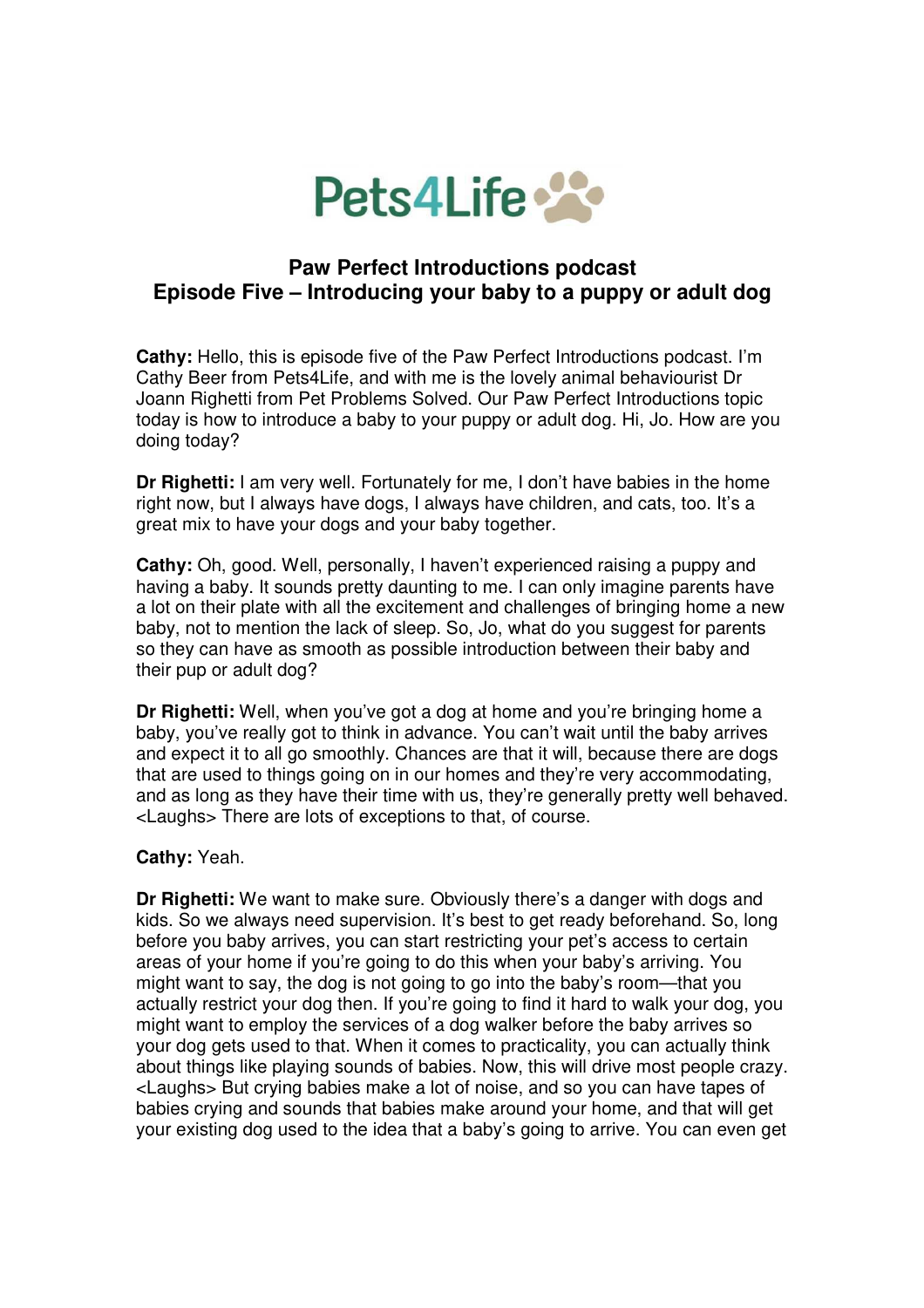Pets4Life

## Paw Perfect Introductions podcast
## Episode Five – Introducing your baby to a puppy or adult dog

**Cathy:** Hello, this is episode five of the Paw Perfect Introductions podcast. I'm Cathy Beer from Pets4Life, and with me is the lovely animal behaviourist Dr Joann Righetti from Pet Problems Solved. Our Paw Perfect Introductions topic today is how to introduce a baby to your puppy or adult dog. Hi, Jo. How are you doing today?

**Dr Righetti:** I am very well. Fortunately for me, I don't have babies in the home right now, but I always have dogs, I always have children, and cats, too. It's a great mix to have your dogs and your baby together.

**Cathy:** Oh, good. Well, personally, I haven't experienced raising a puppy and having a baby. It sounds pretty daunting to me. I can only imagine parents have a lot on their plate with all the excitement and challenges of bringing home a new baby, not to mention the lack of sleep. So, Jo, what do you suggest for parents so they can have as smooth as possible introduction between their baby and their pup or adult dog?

**Dr Righetti:** Well, when you've got a dog at home and you're bringing home a baby, you've really got to think in advance. You can't wait until the baby arrives and expect it to all go smoothly. Chances are that it will, because there are dogs that are used to things going on in our homes and they're very accommodating, and as long as they have their time with us, they're generally pretty well behaved. <Laughs> There are lots of exceptions to that, of course.

**Cathy:** Yeah.

**Dr Righetti:** We want to make sure. Obviously there's a danger with dogs and kids. So we always need supervision. It's best to get ready beforehand. So, long before you baby arrives, you can start restricting your pet's access to certain areas of your home if you're going to do this when your baby's arriving. You might want to say, the dog is not going to go into the baby's room—that you actually restrict your dog then. If you're going to find it hard to walk your dog, you might want to employ the services of a dog walker before the baby arrives so your dog gets used to that. When it comes to practicality, you can actually think about things like playing sounds of babies. Now, this will drive most people crazy. <Laughs> But crying babies make a lot of noise, and so you can have tapes of babies crying and sounds that babies make around your home, and that will get your existing dog used to the idea that a baby's going to arrive. You can even get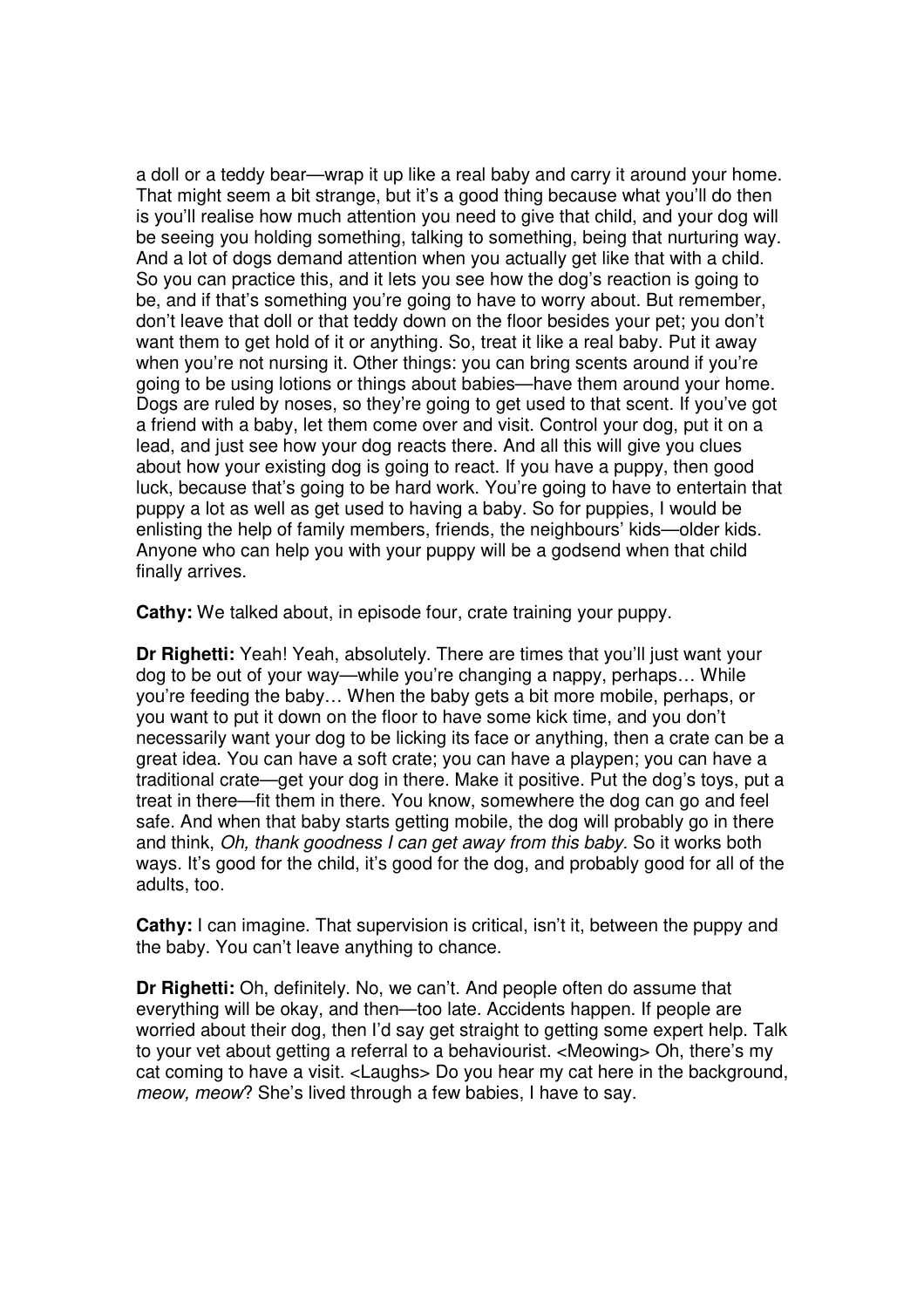a doll or a teddy bear—wrap it up like a real baby and carry it around your home. That might seem a bit strange, but it's a good thing because what you'll do then is you'll realise how much attention you need to give that child, and your dog will be seeing you holding something, talking to something, being that nurturing way. And a lot of dogs demand attention when you actually get like that with a child. So you can practice this, and it lets you see how the dog's reaction is going to be, and if that's something you're going to have to worry about. But remember, don't leave that doll or that teddy down on the floor besides your pet; you don't want them to get hold of it or anything. So, treat it like a real baby. Put it away when you're not nursing it. Other things: you can bring scents around if you're going to be using lotions or things about babies—have them around your home. Dogs are ruled by noses, so they're going to get used to that scent. If you've got a friend with a baby, let them come over and visit. Control your dog, put it on a lead, and just see how your dog reacts there. And all this will give you clues about how your existing dog is going to react. If you have a puppy, then good luck, because that's going to be hard work. You're going to have to entertain that puppy a lot as well as get used to having a baby. So for puppies, I would be enlisting the help of family members, friends, the neighbours' kids—older kids. Anyone who can help you with your puppy will be a godsend when that child finally arrives.

**Cathy:** We talked about, in episode four, crate training your puppy.

**Dr Righetti:** Yeah! Yeah, absolutely. There are times that you'll just want your dog to be out of your way—while you're changing a nappy, perhaps… While you're feeding the baby… When the baby gets a bit more mobile, perhaps, or you want to put it down on the floor to have some kick time, and you don't necessarily want your dog to be licking its face or anything, then a crate can be a great idea. You can have a soft crate; you can have a playpen; you can have a traditional crate—get your dog in there. Make it positive. Put the dog's toys, put a treat in there—fit them in there. You know, somewhere the dog can go and feel safe. And when that baby starts getting mobile, the dog will probably go in there and think, *Oh, thank goodness I can get away from this baby.* So it works both ways. It's good for the child, it's good for the dog, and probably good for all of the adults, too.

**Cathy:** I can imagine. That supervision is critical, isn't it, between the puppy and the baby. You can't leave anything to chance.

**Dr Righetti:** Oh, definitely. No, we can't. And people often do assume that everything will be okay, and then—too late. Accidents happen. If people are worried about their dog, then I'd say get straight to getting some expert help. Talk to your vet about getting a referral to a behaviourist. <Meowing> Oh, there's my cat coming to have a visit. <Laughs> Do you hear my cat here in the background, *meow, meow*? She's lived through a few babies, I have to say.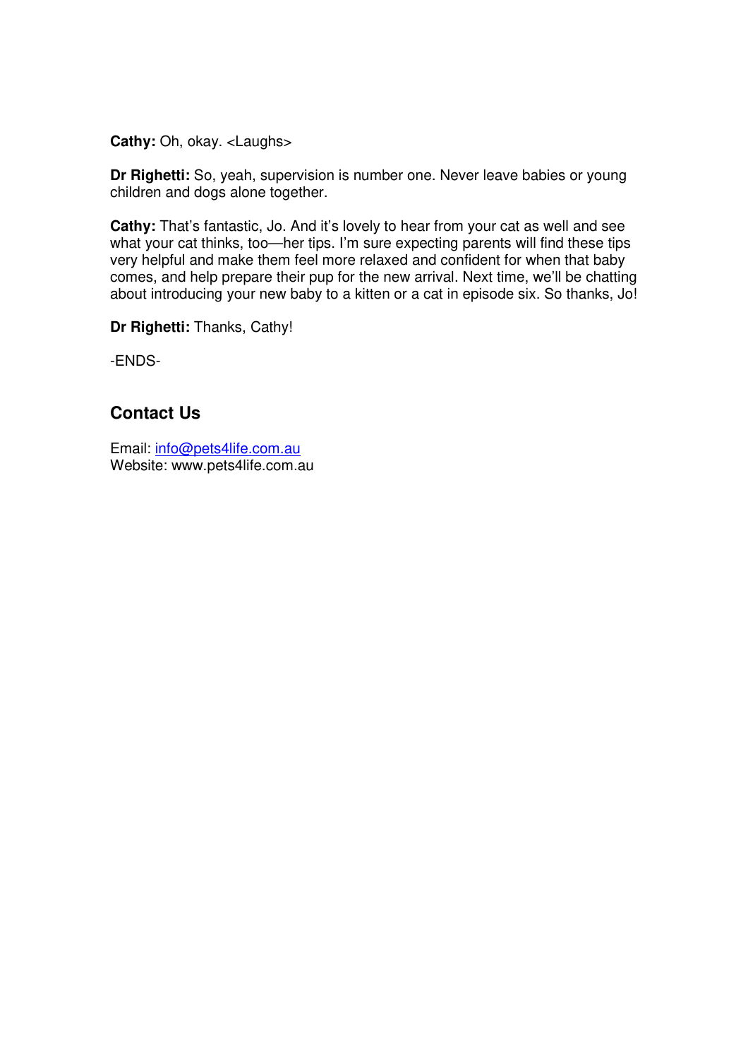**Cathy:** Oh, okay. <Laughs>

**Dr Righetti:** So, yeah, supervision is number one. Never leave babies or young children and dogs alone together.

**Cathy:** That's fantastic, Jo. And it's lovely to hear from your cat as well and see what your cat thinks, too—her tips. I'm sure expecting parents will find these tips very helpful and make them feel more relaxed and confident for when that baby comes, and help prepare their pup for the new arrival. Next time, we'll be chatting about introducing your new baby to a kitten or a cat in episode six. So thanks, Jo!

**Dr Righetti:** Thanks, Cathy!

-ENDS-

## Contact Us

Email: info@pets4life.com.au
Website: www.pets4life.com.au